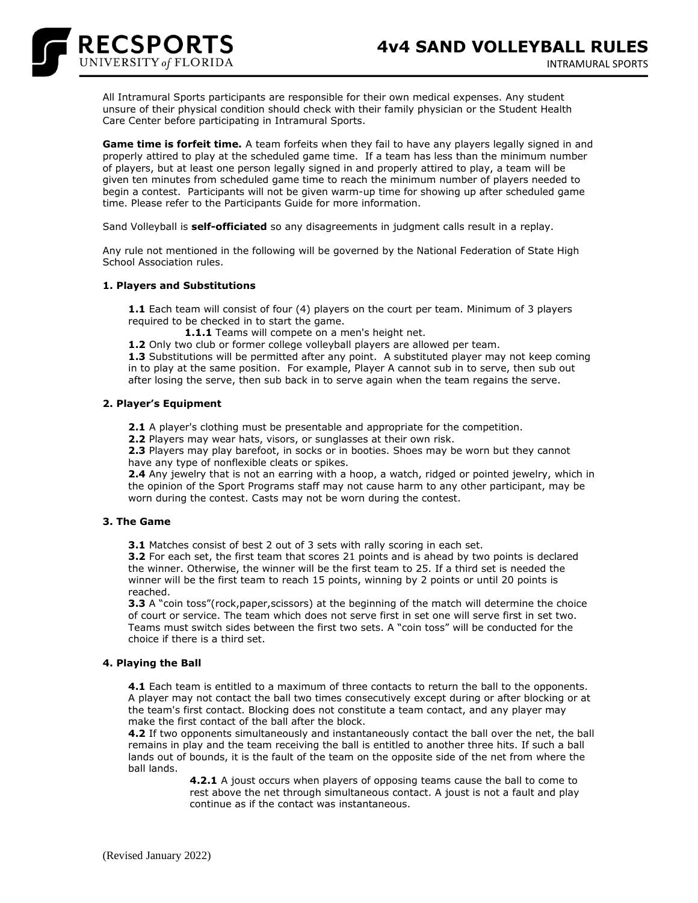# 4v4 SAND VOLLEYBALL RULES

RECSPORTS UNIVERSITY of FLORIDA

INTRAMURAL SPORTS

All Intramural Sports participants are responsible for their own medical expenses. Any student unsure of their physical condition should check with their family physician or the Student Health Care Center before participating in Intramural Sports.

**Game time is forfeit time.** A team forfeits when they fail to have any players legally signed in and properly attired to play at the scheduled game time. If a team has less than the minimum number of players, but at least one person legally signed in and properly attired to play, a team will be given ten minutes from scheduled game time to reach the minimum number of players needed to begin a contest. Participants will not be given warm-up time for showing up after scheduled game time. Please refer to the Participants Guide for more information.

Sand Volleyball is **self-officiated** so any disagreements in judgment calls result in a replay.

Any rule not mentioned in the following will be governed by the National Federation of State High School Association rules.

### 1. Players and Substitutions

**1.1** Each team will consist of four (4) players on the court per team. Minimum of 3 players required to be checked in to start the game.

**1.1.1** Teams will compete on a men's height net.

**1.2** Only two club or former college volleyball players are allowed per team.

**1.3** Substitutions will be permitted after any point. A substituted player may not keep coming in to play at the same position. For example, Player A cannot sub in to serve, then sub out after losing the serve, then sub back in to serve again when the team regains the serve.

### 2. Player's Equipment

**2.1** A player's clothing must be presentable and appropriate for the competition.

**2.2** Players may wear hats, visors, or sunglasses at their own risk.

**2.3** Players may play barefoot, in socks or in booties. Shoes may be worn but they cannot have any type of nonflexible cleats or spikes.

**2.4** Any jewelry that is not an earring with a hoop, a watch, ridged or pointed jewelry, which in the opinion of the Sport Programs staff may not cause harm to any other participant, may be worn during the contest. Casts may not be worn during the contest.

### 3. The Game

**3.1** Matches consist of best 2 out of 3 sets with rally scoring in each set.

**3.2** For each set, the first team that scores 21 points and is ahead by two points is declared the winner. Otherwise, the winner will be the first team to 25. If a third set is needed the winner will be the first team to reach 15 points, winning by 2 points or until 20 points is reached.

**3.3** A "coin toss"(rock,paper,scissors) at the beginning of the match will determine the choice of court or service. The team which does not serve first in set one will serve first in set two. Teams must switch sides between the first two sets. A "coin toss" will be conducted for the choice if there is a third set.

### 4. Playing the Ball

**4.1** Each team is entitled to a maximum of three contacts to return the ball to the opponents. A player may not contact the ball two times consecutively except during or after blocking or at the team's first contact. Blocking does not constitute a team contact, and any player may make the first contact of the ball after the block.

**4.2** If two opponents simultaneously and instantaneously contact the ball over the net, the ball remains in play and the team receiving the ball is entitled to another three hits. If such a ball lands out of bounds, it is the fault of the team on the opposite side of the net from where the ball lands.

**4.2.1** A joust occurs when players of opposing teams cause the ball to come to rest above the net through simultaneous contact. A joust is not a fault and play continue as if the contact was instantaneous.

(Revised January 2022)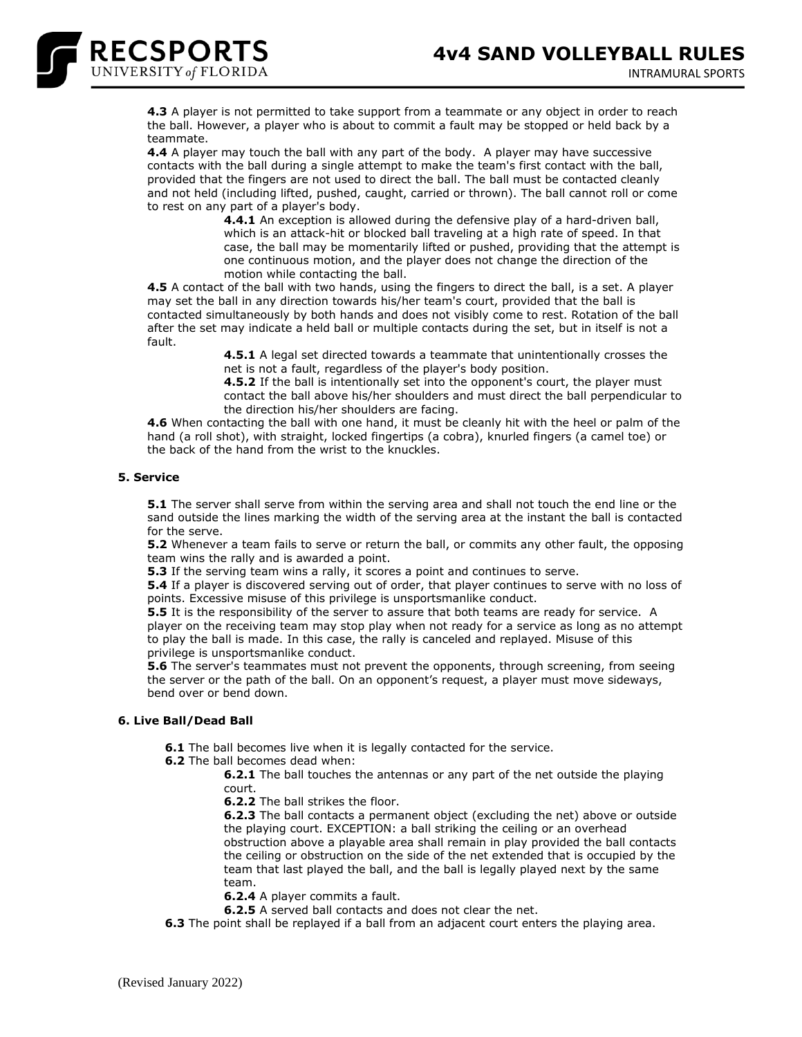**4.3** A player is not permitted to take support from a teammate or any object in order to reach the ball. However, a player who is about to commit a fault may be stopped or held back by a teammate.

**4.4** A player may touch the ball with any part of the body. A player may have successive contacts with the ball during a single attempt to make the team's first contact with the ball, provided that the fingers are not used to direct the ball. The ball must be contacted cleanly and not held (including lifted, pushed, caught, carried or thrown). The ball cannot roll or come to rest on any part of a player's body.

> **4.4.1** An exception is allowed during the defensive play of a hard-driven ball, which is an attack-hit or blocked ball traveling at a high rate of speed. In that case, the ball may be momentarily lifted or pushed, providing that the attempt is one continuous motion, and the player does not change the direction of the motion while contacting the ball.

**4.5** A contact of the ball with two hands, using the fingers to direct the ball, is a set. A player may set the ball in any direction towards his/her team's court, provided that the ball is contacted simultaneously by both hands and does not visibly come to rest. Rotation of the ball after the set may indicate a held ball or multiple contacts during the set, but in itself is not a fault.

> **4.5.1** A legal set directed towards a teammate that unintentionally crosses the net is not a fault, regardless of the player's body position.
>
> **4.5.2** If the ball is intentionally set into the opponent's court, the player must contact the ball above his/her shoulders and must direct the ball perpendicular to the direction his/her shoulders are facing.

**4.6** When contacting the ball with one hand, it must be cleanly hit with the heel or palm of the hand (a roll shot), with straight, locked fingertips (a cobra), knurled fingers (a camel toe) or the back of the hand from the wrist to the knuckles.

### 5. Service

**5.1** The server shall serve from within the serving area and shall not touch the end line or the sand outside the lines marking the width of the serving area at the instant the ball is contacted for the serve.

**5.2** Whenever a team fails to serve or return the ball, or commits any other fault, the opposing team wins the rally and is awarded a point.

**5.3** If the serving team wins a rally, it scores a point and continues to serve.

**5.4** If a player is discovered serving out of order, that player continues to serve with no loss of points. Excessive misuse of this privilege is unsportsmanlike conduct.

**5.5** It is the responsibility of the server to assure that both teams are ready for service. A player on the receiving team may stop play when not ready for a service as long as no attempt to play the ball is made. In this case, the rally is canceled and replayed. Misuse of this privilege is unsportsmanlike conduct.

**5.6** The server's teammates must not prevent the opponents, through screening, from seeing the server or the path of the ball. On an opponent's request, a player must move sideways, bend over or bend down.

### 6. Live Ball/Dead Ball

**6.1** The ball becomes live when it is legally contacted for the service.

**6.2** The ball becomes dead when:

> **6.2.1** The ball touches the antennas or any part of the net outside the playing court.
>
> **6.2.2** The ball strikes the floor.
>
> **6.2.3** The ball contacts a permanent object (excluding the net) above or outside the playing court. EXCEPTION: a ball striking the ceiling or an overhead obstruction above a playable area shall remain in play provided the ball contacts the ceiling or obstruction on the side of the net extended that is occupied by the team that last played the ball, and the ball is legally played next by the same team.
>
> **6.2.4** A player commits a fault.
>
> **6.2.5** A served ball contacts and does not clear the net.

**6.3** The point shall be replayed if a ball from an adjacent court enters the playing area.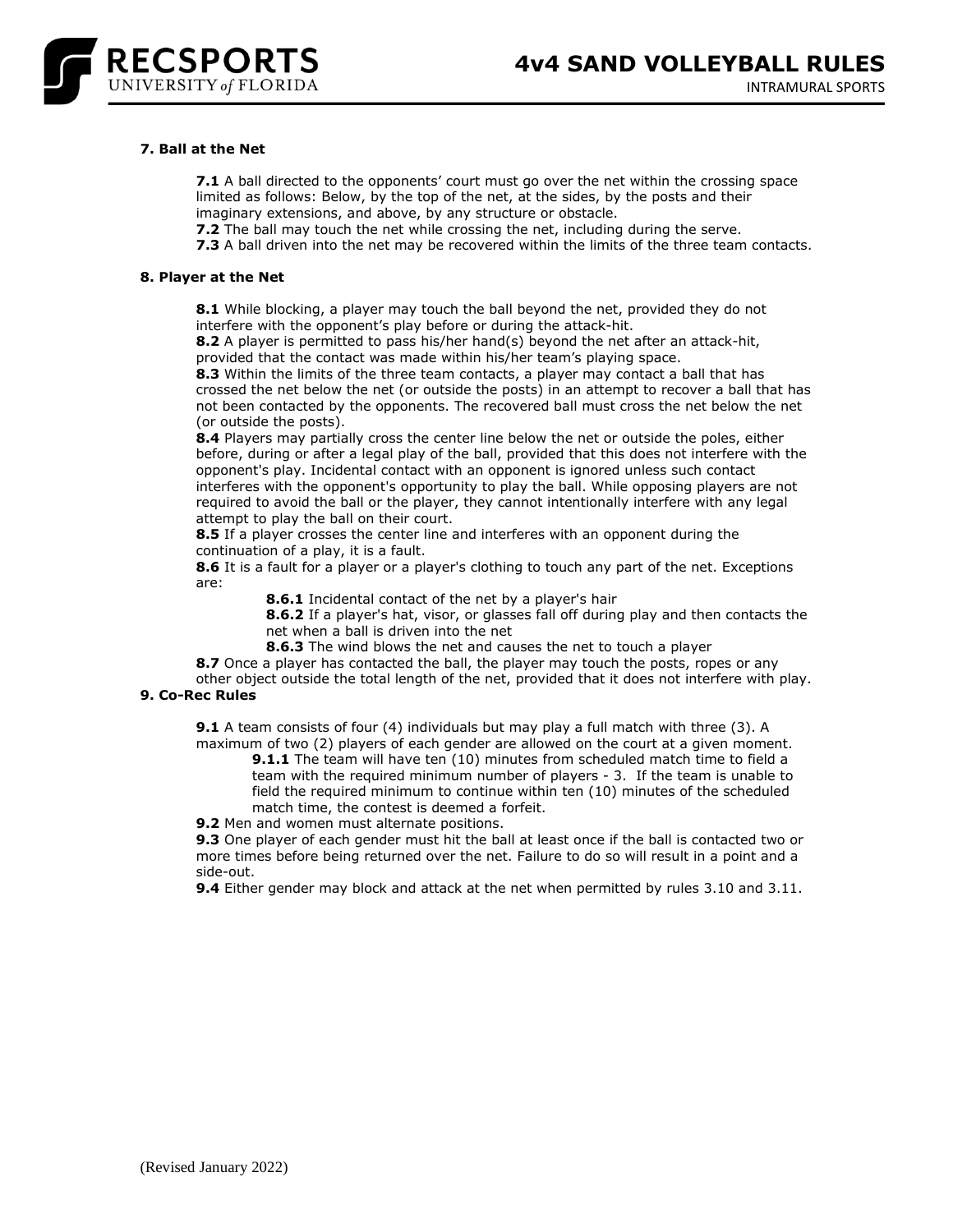### 7. Ball at the Net

**7.1** A ball directed to the opponents' court must go over the net within the crossing space limited as follows: Below, by the top of the net, at the sides, by the posts and their imaginary extensions, and above, by any structure or obstacle.
**7.2** The ball may touch the net while crossing the net, including during the serve.
**7.3** A ball driven into the net may be recovered within the limits of the three team contacts.

### 8. Player at the Net

**8.1** While blocking, a player may touch the ball beyond the net, provided they do not interfere with the opponent's play before or during the attack-hit.
**8.2** A player is permitted to pass his/her hand(s) beyond the net after an attack-hit, provided that the contact was made within his/her team's playing space.
**8.3** Within the limits of the three team contacts, a player may contact a ball that has crossed the net below the net (or outside the posts) in an attempt to recover a ball that has not been contacted by the opponents. The recovered ball must cross the net below the net (or outside the posts).
**8.4** Players may partially cross the center line below the net or outside the poles, either before, during or after a legal play of the ball, provided that this does not interfere with the opponent's play. Incidental contact with an opponent is ignored unless such contact interferes with the opponent's opportunity to play the ball. While opposing players are not required to avoid the ball or the player, they cannot intentionally interfere with any legal attempt to play the ball on their court.
**8.5** If a player crosses the center line and interferes with an opponent during the continuation of a play, it is a fault.
**8.6** It is a fault for a player or a player's clothing to touch any part of the net. Exceptions are:

- **8.6.1** Incidental contact of the net by a player's hair
- **8.6.2** If a player's hat, visor, or glasses fall off during play and then contacts the net when a ball is driven into the net
- **8.6.3** The wind blows the net and causes the net to touch a player

**8.7** Once a player has contacted the ball, the player may touch the posts, ropes or any other object outside the total length of the net, provided that it does not interfere with play.

### 9. Co-Rec Rules

**9.1** A team consists of four (4) individuals but may play a full match with three (3). A maximum of two (2) players of each gender are allowed on the court at a given moment.

- **9.1.1** The team will have ten (10) minutes from scheduled match time to field a team with the required minimum number of players - 3. If the team is unable to field the required minimum to continue within ten (10) minutes of the scheduled match time, the contest is deemed a forfeit.

**9.2** Men and women must alternate positions.
**9.3** One player of each gender must hit the ball at least once if the ball is contacted two or more times before being returned over the net. Failure to do so will result in a point and a side-out.
**9.4** Either gender may block and attack at the net when permitted by rules 3.10 and 3.11.